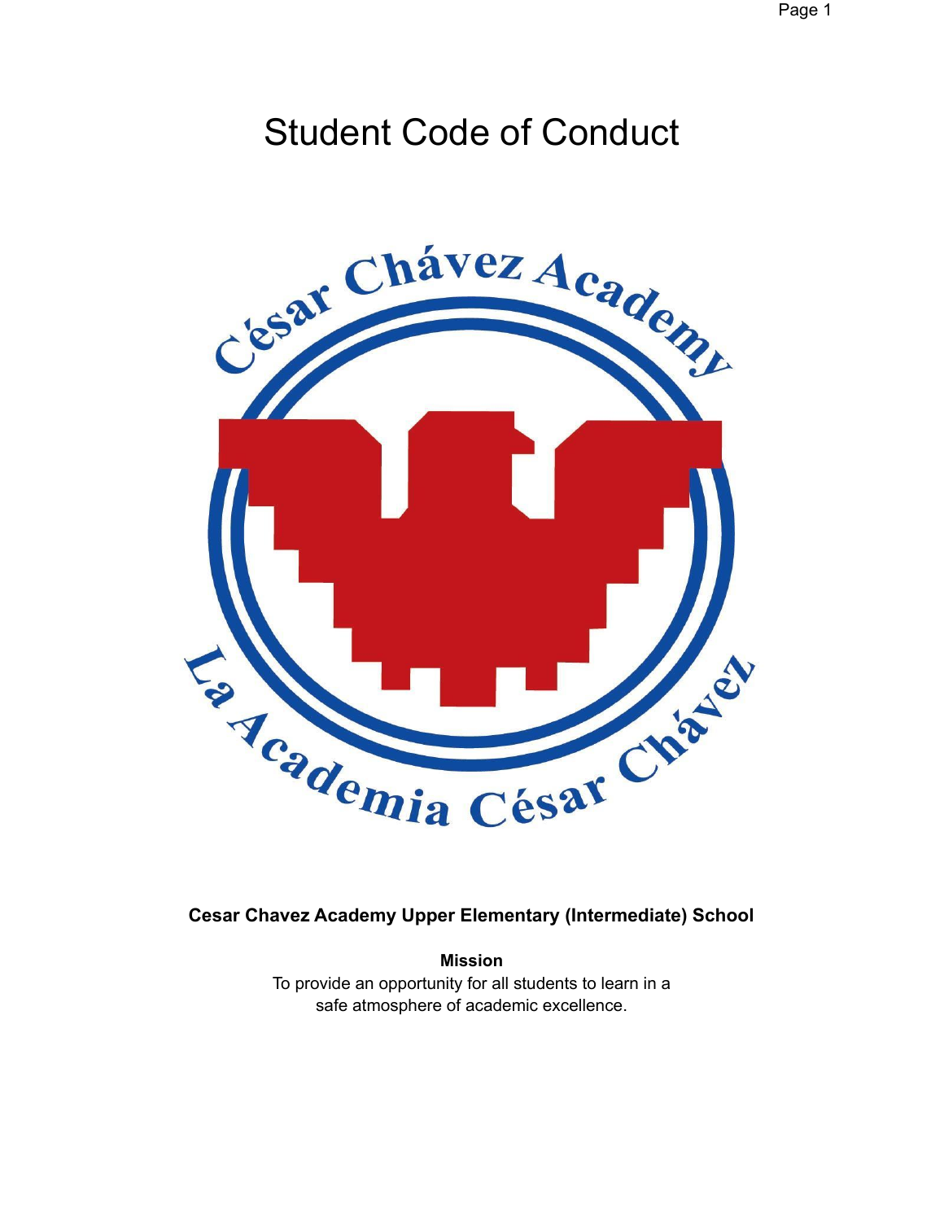# Student Code of Conduct

**Cesar Chavez Academy Upper Elementary (Intermediate) School**

**Mission**

To provide an opportunity for all students to learn in a safe atmosphere of academic excellence.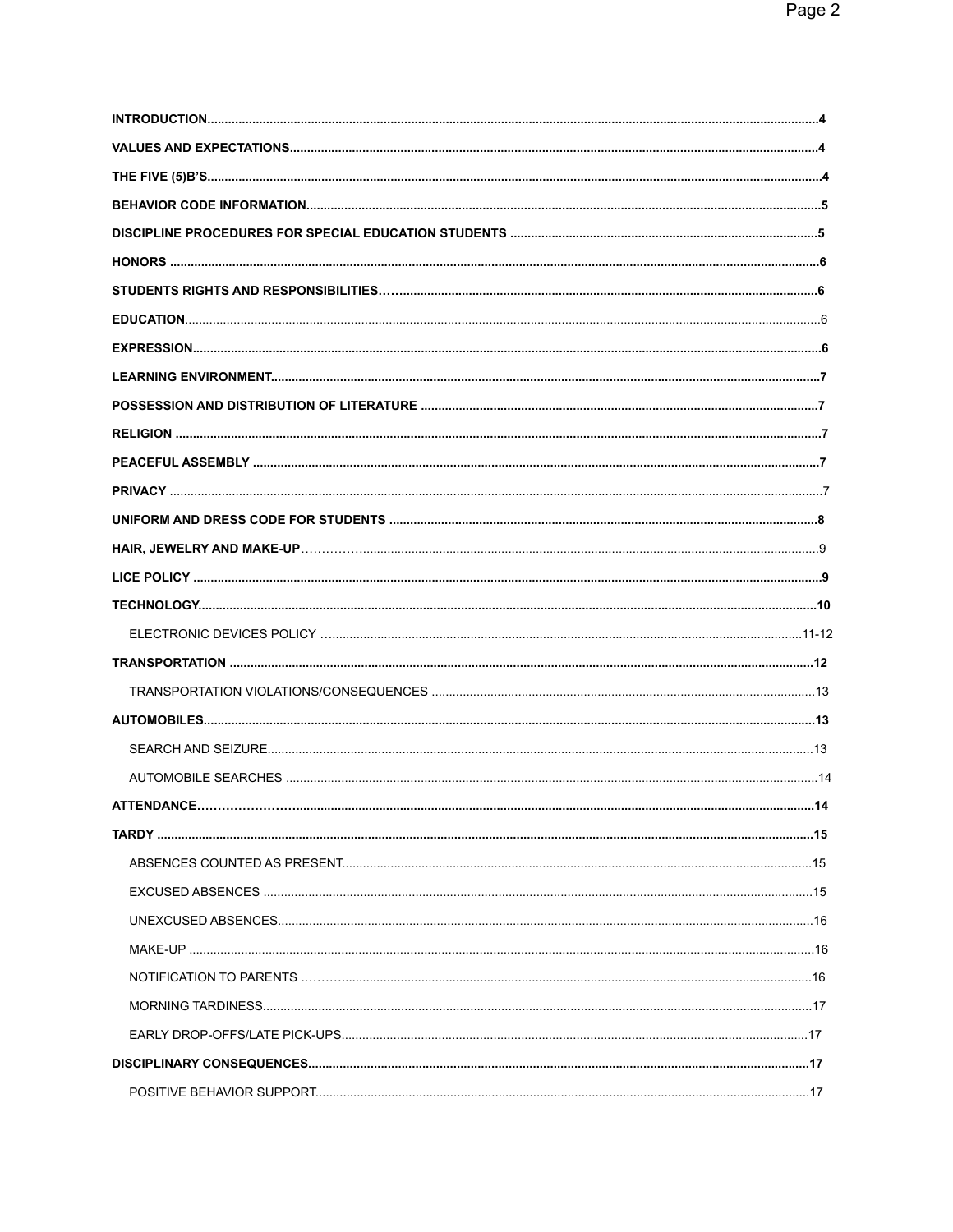**INTRODUCTION** ..... 4

**VALUES AND EXPECTATIONS** ..... 4

**THE FIVE (5)B'S** ..... 4

**BEHAVIOR CODE INFORMATION** ..... 5

**DISCIPLINE PROCEDURES FOR SPECIAL EDUCATION STUDENTS** ..... 5

**HONORS** ..... 6

**STUDENTS RIGHTS AND RESPONSIBILITIES** ..... 6

**EDUCATION** ..... 6

**EXPRESSION** ..... 6

**LEARNING ENVIRONMENT** ..... 7

**POSSESSION AND DISTRIBUTION OF LITERATURE** ..... 7

**RELIGION** ..... 7

**PEACEFUL ASSEMBLY** ..... 7

**PRIVACY** ..... 7

**UNIFORM AND DRESS CODE FOR STUDENTS** ..... 8

**HAIR, JEWELRY AND MAKE-UP** ..... 9

**LICE POLICY** ..... 9

**TECHNOLOGY** ..... 10

- ELECTRONIC DEVICES POLICY ..... 11-12

**TRANSPORTATION** ..... 12

- TRANSPORTATION VIOLATIONS/CONSEQUENCES ..... 13

**AUTOMOBILES** ..... 13

- SEARCH AND SEIZURE ..... 13
- AUTOMOBILE SEARCHES ..... 14

**ATTENDANCE** ..... 14

**TARDY** ..... 15

- ABSENCES COUNTED AS PRESENT ..... 15
- EXCUSED ABSENCES ..... 15
- UNEXCUSED ABSENCES ..... 16
- MAKE-UP ..... 16
- NOTIFICATION TO PARENTS ..... 16
- MORNING TARDINESS ..... 17
- EARLY DROP-OFFS/LATE PICK-UPS ..... 17

**DISCIPLINARY CONSEQUENCES** ..... 17

- POSITIVE BEHAVIOR SUPPORT ..... 17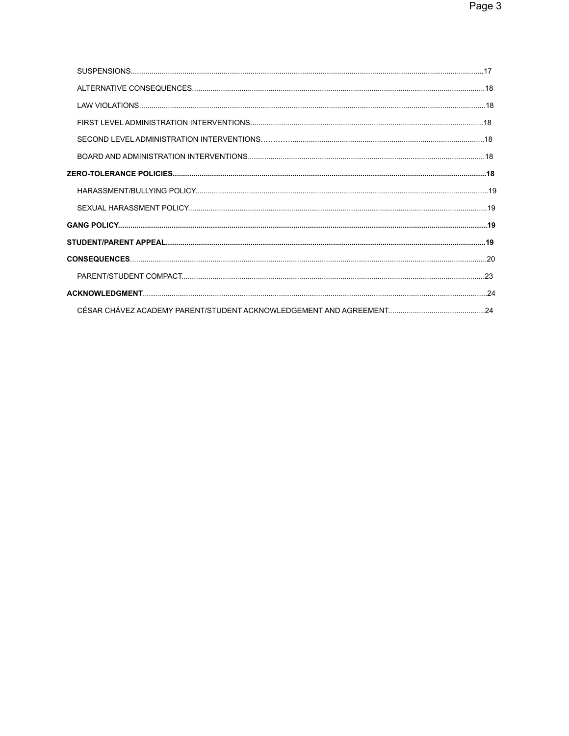- SUSPENSIONS......17
- ALTERNATIVE CONSEQUENCES......18
- LAW VIOLATIONS......18
- FIRST LEVEL ADMINISTRATION INTERVENTIONS......18
- SECOND LEVEL ADMINISTRATION INTERVENTIONS………......18
- BOARD AND ADMINISTRATION INTERVENTIONS......18

**ZERO-TOLERANCE POLICIES......18**

- HARASSMENT/BULLYING POLICY......19
- SEXUAL HARASSMENT POLICY......19

**GANG POLICY......19**

**STUDENT/PARENT APPEAL......19**

**CONSEQUENCES**......20

- PARENT/STUDENT COMPACT......23

**ACKNOWLEDGMENT**......24

- CÉSAR CHÁVEZ ACADEMY PARENT/STUDENT ACKNOWLEDGEMENT AND AGREEMENT......24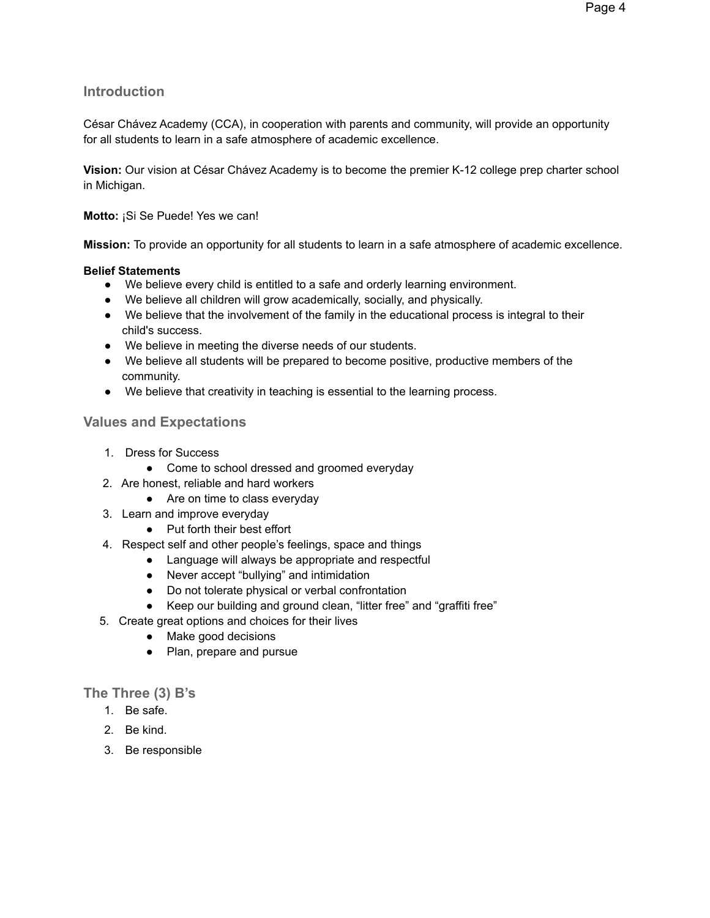## Introduction

César Chávez Academy (CCA), in cooperation with parents and community, will provide an opportunity for all students to learn in a safe atmosphere of academic excellence.

**Vision:** Our vision at César Chávez Academy is to become the premier K-12 college prep charter school in Michigan.

**Motto:** ¡Si Se Puede! Yes we can!

**Mission:** To provide an opportunity for all students to learn in a safe atmosphere of academic excellence.

**Belief Statements**

- We believe every child is entitled to a safe and orderly learning environment.
- We believe all children will grow academically, socially, and physically.
- We believe that the involvement of the family in the educational process is integral to their child's success.
- We believe in meeting the diverse needs of our students.
- We believe all students will be prepared to become positive, productive members of the community.
- We believe that creativity in teaching is essential to the learning process.

## Values and Expectations

1. Dress for Success
    - Come to school dressed and groomed everyday
2. Are honest, reliable and hard workers
    - Are on time to class everyday
3. Learn and improve everyday
    - Put forth their best effort
4. Respect self and other people's feelings, space and things
    - Language will always be appropriate and respectful
    - Never accept "bullying" and intimidation
    - Do not tolerate physical or verbal confrontation
    - Keep our building and ground clean, "litter free" and "graffiti free"
5. Create great options and choices for their lives
    - Make good decisions
    - Plan, prepare and pursue

## The Three (3) B's

1. Be safe.
2. Be kind.
3. Be responsible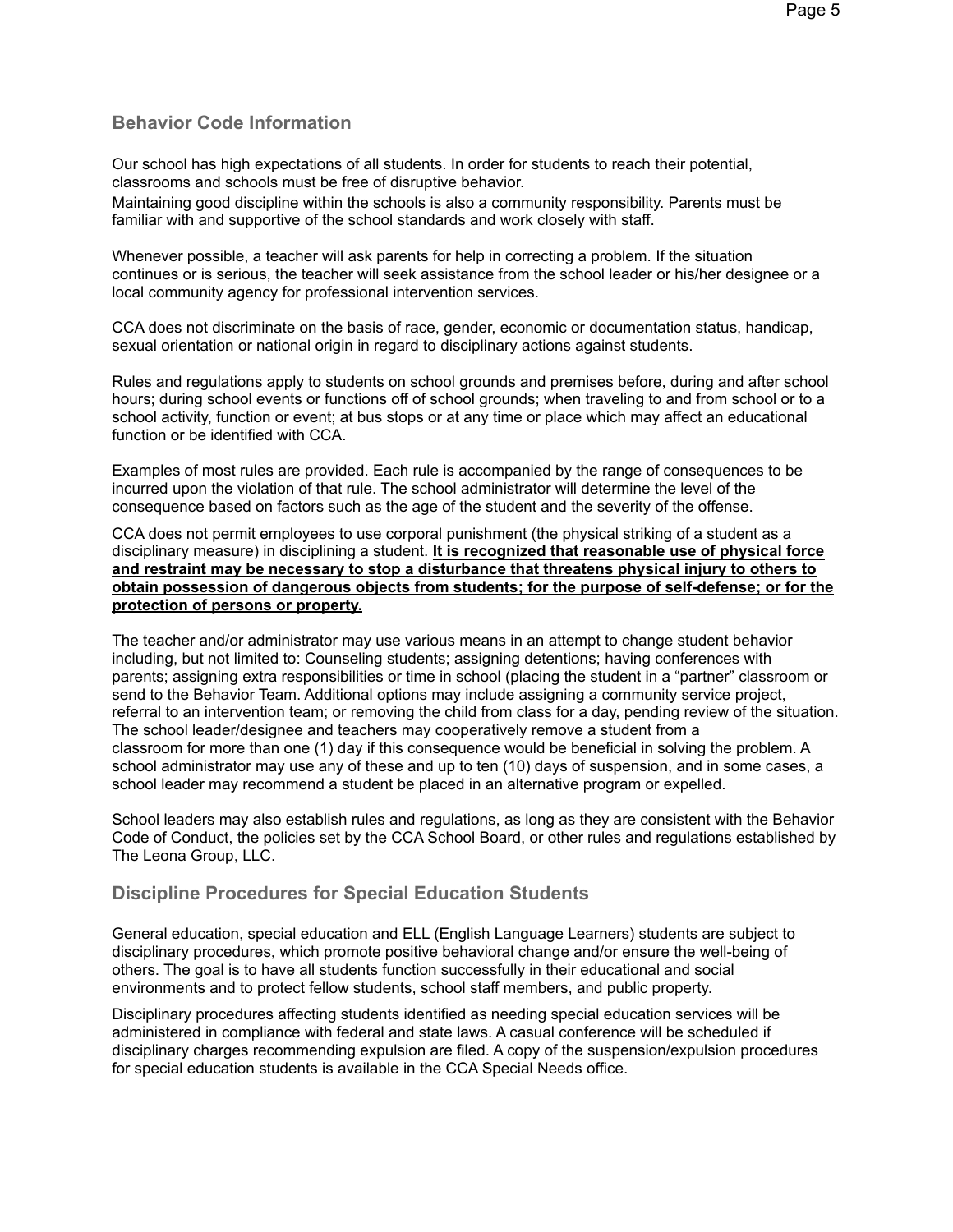## Behavior Code Information

Our school has high expectations of all students. In order for students to reach their potential, classrooms and schools must be free of disruptive behavior.

Maintaining good discipline within the schools is also a community responsibility. Parents must be familiar with and supportive of the school standards and work closely with staff.

Whenever possible, a teacher will ask parents for help in correcting a problem. If the situation continues or is serious, the teacher will seek assistance from the school leader or his/her designee or a local community agency for professional intervention services.

CCA does not discriminate on the basis of race, gender, economic or documentation status, handicap, sexual orientation or national origin in regard to disciplinary actions against students.

Rules and regulations apply to students on school grounds and premises before, during and after school hours; during school events or functions off of school grounds; when traveling to and from school or to a school activity, function or event; at bus stops or at any time or place which may affect an educational function or be identified with CCA.

Examples of most rules are provided. Each rule is accompanied by the range of consequences to be incurred upon the violation of that rule. The school administrator will determine the level of the consequence based on factors such as the age of the student and the severity of the offense.

CCA does not permit employees to use corporal punishment (the physical striking of a student as a disciplinary measure) in disciplining a student. **It is recognized that reasonable use of physical force and restraint may be necessary to stop a disturbance that threatens physical injury to others to obtain possession of dangerous objects from students; for the purpose of self-defense; or for the protection of persons or property.**

The teacher and/or administrator may use various means in an attempt to change student behavior including, but not limited to: Counseling students; assigning detentions; having conferences with parents; assigning extra responsibilities or time in school (placing the student in a "partner" classroom or send to the Behavior Team. Additional options may include assigning a community service project, referral to an intervention team; or removing the child from class for a day, pending review of the situation. The school leader/designee and teachers may cooperatively remove a student from a classroom for more than one (1) day if this consequence would be beneficial in solving the problem. A school administrator may use any of these and up to ten (10) days of suspension, and in some cases, a school leader may recommend a student be placed in an alternative program or expelled.

School leaders may also establish rules and regulations, as long as they are consistent with the Behavior Code of Conduct, the policies set by the CCA School Board, or other rules and regulations established by The Leona Group, LLC.

## Discipline Procedures for Special Education Students

General education, special education and ELL (English Language Learners) students are subject to disciplinary procedures, which promote positive behavioral change and/or ensure the well-being of others. The goal is to have all students function successfully in their educational and social environments and to protect fellow students, school staff members, and public property.

Disciplinary procedures affecting students identified as needing special education services will be administered in compliance with federal and state laws. A casual conference will be scheduled if disciplinary charges recommending expulsion are filed. A copy of the suspension/expulsion procedures for special education students is available in the CCA Special Needs office.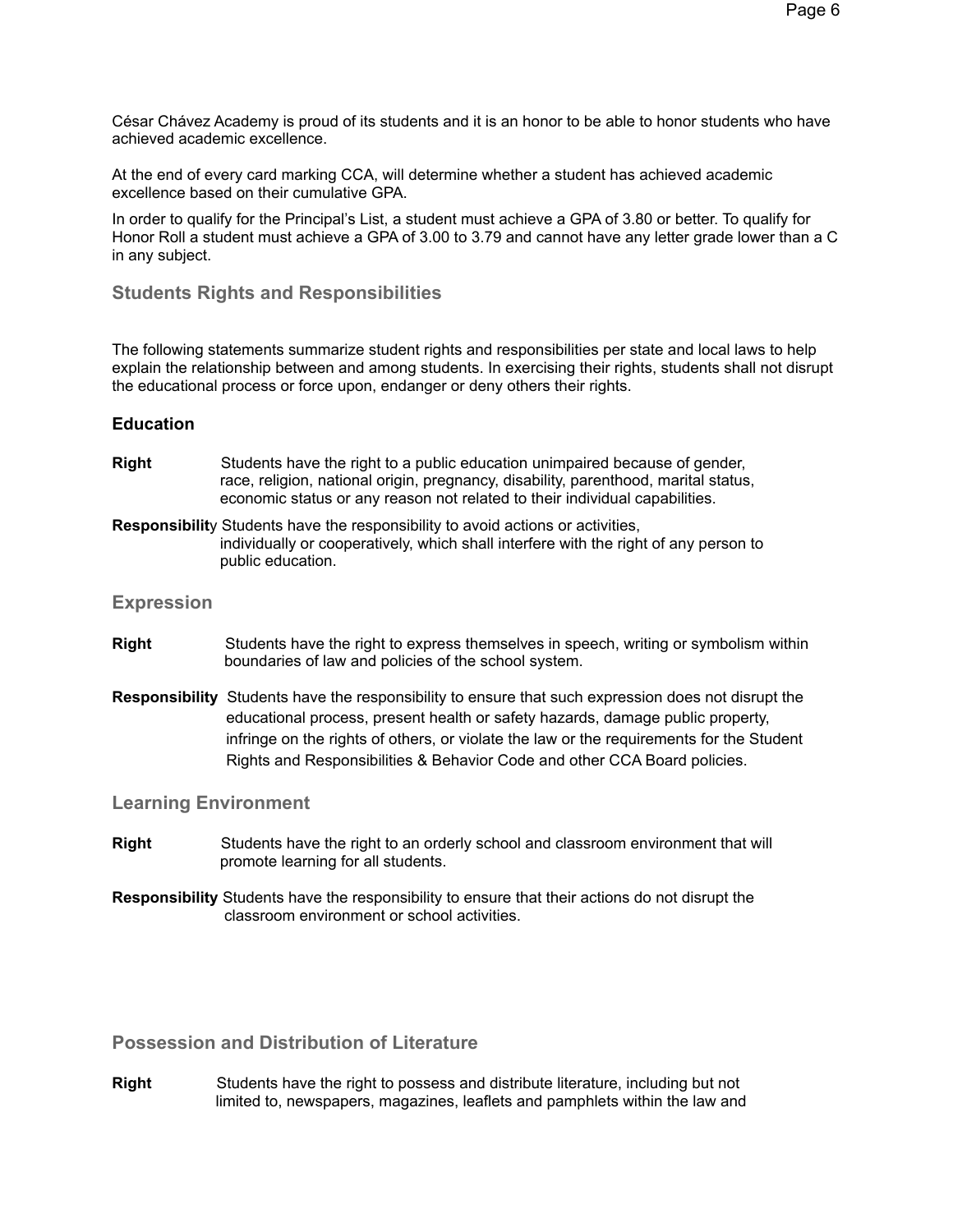César Chávez Academy is proud of its students and it is an honor to be able to honor students who have achieved academic excellence.

At the end of every card marking CCA, will determine whether a student has achieved academic excellence based on their cumulative GPA.

In order to qualify for the Principal's List, a student must achieve a GPA of 3.80 or better. To qualify for Honor Roll a student must achieve a GPA of 3.00 to 3.79 and cannot have any letter grade lower than a C in any subject.

## Students Rights and Responsibilities

The following statements summarize student rights and responsibilities per state and local laws to help explain the relationship between and among students. In exercising their rights, students shall not disrupt the educational process or force upon, endanger or deny others their rights.

### Education

**Right** Students have the right to a public education unimpaired because of gender, race, religion, national origin, pregnancy, disability, parenthood, marital status, economic status or any reason not related to their individual capabilities.

**Responsibility** Students have the responsibility to avoid actions or activities, individually or cooperatively, which shall interfere with the right of any person to public education.

### Expression

**Right** Students have the right to express themselves in speech, writing or symbolism within boundaries of law and policies of the school system.

**Responsibility** Students have the responsibility to ensure that such expression does not disrupt the educational process, present health or safety hazards, damage public property, infringe on the rights of others, or violate the law or the requirements for the Student Rights and Responsibilities & Behavior Code and other CCA Board policies.

### Learning Environment

**Right** Students have the right to an orderly school and classroom environment that will promote learning for all students.

**Responsibility** Students have the responsibility to ensure that their actions do not disrupt the classroom environment or school activities.

### Possession and Distribution of Literature

**Right** Students have the right to possess and distribute literature, including but not limited to, newspapers, magazines, leaflets and pamphlets within the law and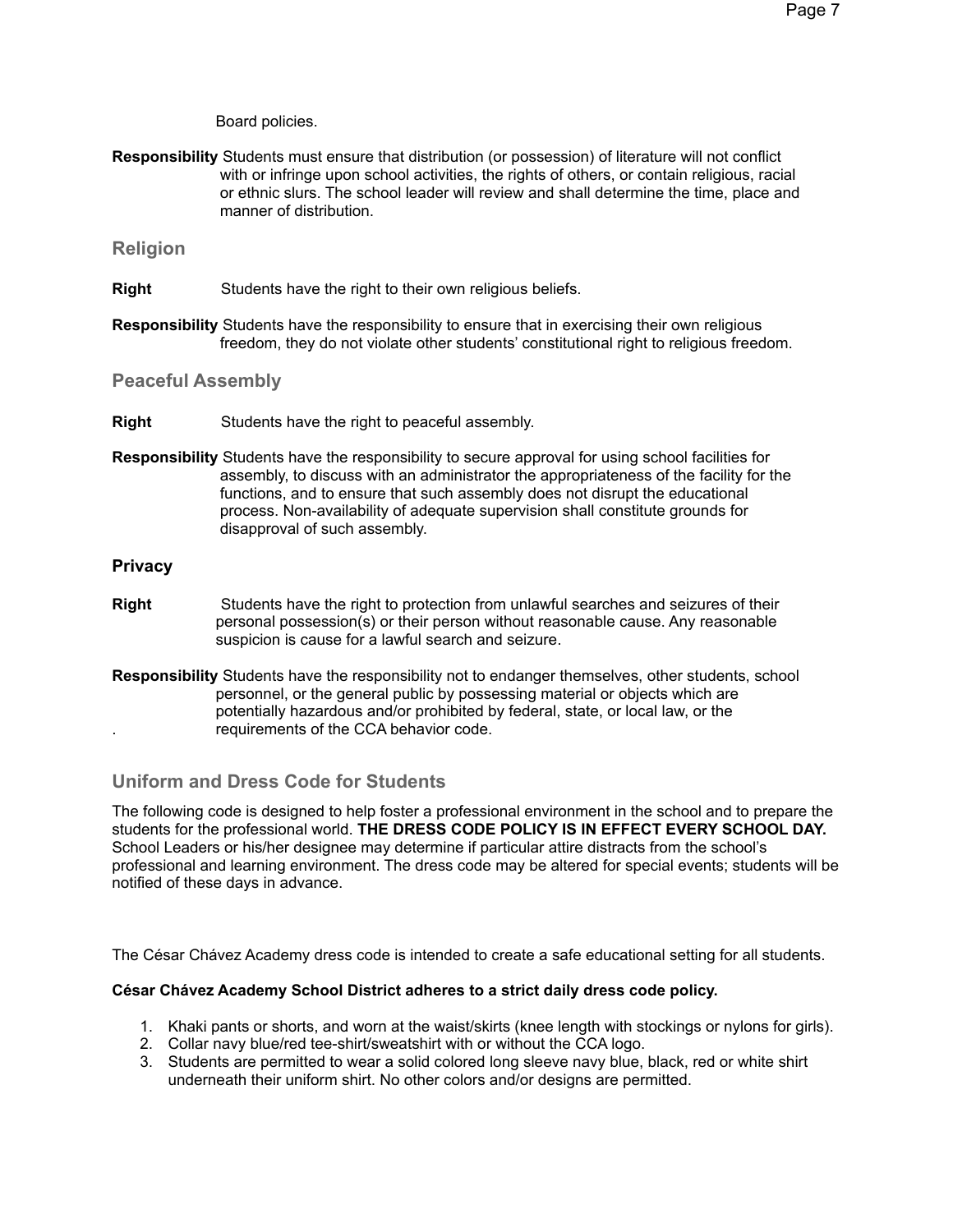Board policies.

**Responsibility** Students must ensure that distribution (or possession) of literature will not conflict with or infringe upon school activities, the rights of others, or contain religious, racial or ethnic slurs. The school leader will review and shall determine the time, place and manner of distribution.

### Religion

**Right** Students have the right to their own religious beliefs.

**Responsibility** Students have the responsibility to ensure that in exercising their own religious freedom, they do not violate other students' constitutional right to religious freedom.

### Peaceful Assembly

**Right** Students have the right to peaceful assembly.

**Responsibility** Students have the responsibility to secure approval for using school facilities for assembly, to discuss with an administrator the appropriateness of the facility for the functions, and to ensure that such assembly does not disrupt the educational process. Non-availability of adequate supervision shall constitute grounds for disapproval of such assembly.

### Privacy

**Right** Students have the right to protection from unlawful searches and seizures of their personal possession(s) or their person without reasonable cause. Any reasonable suspicion is cause for a lawful search and seizure.

**Responsibility** Students have the responsibility not to endanger themselves, other students, school personnel, or the general public by possessing material or objects which are potentially hazardous and/or prohibited by federal, state, or local law, or the requirements of the CCA behavior code.

## Uniform and Dress Code for Students

The following code is designed to help foster a professional environment in the school and to prepare the students for the professional world. **THE DRESS CODE POLICY IS IN EFFECT EVERY SCHOOL DAY.** School Leaders or his/her designee may determine if particular attire distracts from the school's professional and learning environment. The dress code may be altered for special events; students will be notified of these days in advance.

The César Chávez Academy dress code is intended to create a safe educational setting for all students.

**César Chávez Academy School District adheres to a strict daily dress code policy.**

1. Khaki pants or shorts, and worn at the waist/skirts (knee length with stockings or nylons for girls).
2. Collar navy blue/red tee-shirt/sweatshirt with or without the CCA logo.
3. Students are permitted to wear a solid colored long sleeve navy blue, black, red or white shirt underneath their uniform shirt. No other colors and/or designs are permitted.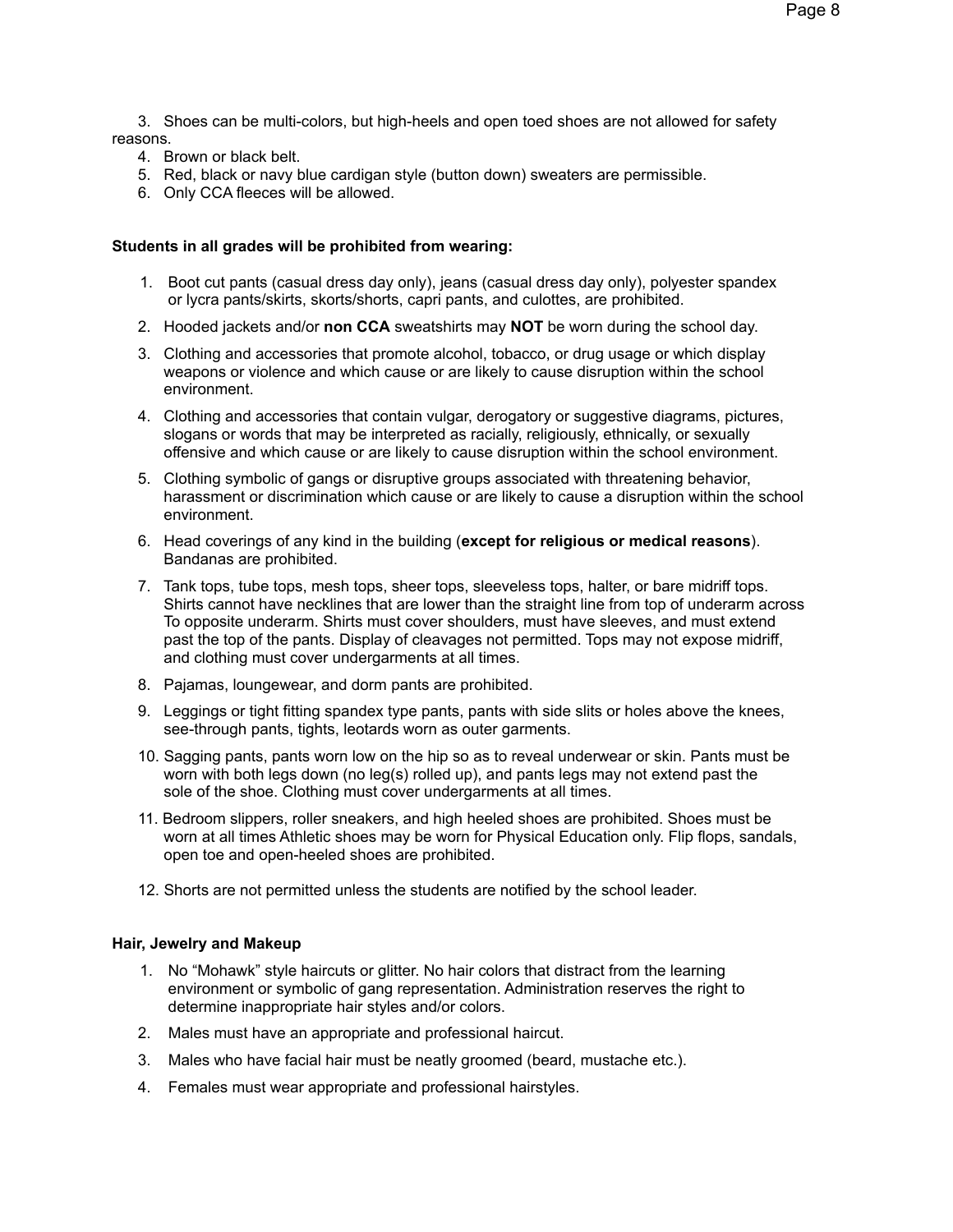3. Shoes can be multi-colors, but high-heels and open toed shoes are not allowed for safety reasons.
4. Brown or black belt.
5. Red, black or navy blue cardigan style (button down) sweaters are permissible.
6. Only CCA fleeces will be allowed.

**Students in all grades will be prohibited from wearing:**

1. Boot cut pants (casual dress day only), jeans (casual dress day only), polyester spandex or lycra pants/skirts, skorts/shorts, capri pants, and culottes, are prohibited.
2. Hooded jackets and/or **non CCA** sweatshirts may **NOT** be worn during the school day.
3. Clothing and accessories that promote alcohol, tobacco, or drug usage or which display weapons or violence and which cause or are likely to cause disruption within the school environment.
4. Clothing and accessories that contain vulgar, derogatory or suggestive diagrams, pictures, slogans or words that may be interpreted as racially, religiously, ethnically, or sexually offensive and which cause or are likely to cause disruption within the school environment.
5. Clothing symbolic of gangs or disruptive groups associated with threatening behavior, harassment or discrimination which cause or are likely to cause a disruption within the school environment.
6. Head coverings of any kind in the building (**except for religious or medical reasons**). Bandanas are prohibited.
7. Tank tops, tube tops, mesh tops, sheer tops, sleeveless tops, halter, or bare midriff tops. Shirts cannot have necklines that are lower than the straight line from top of underarm across To opposite underarm. Shirts must cover shoulders, must have sleeves, and must extend past the top of the pants. Display of cleavages not permitted. Tops may not expose midriff, and clothing must cover undergarments at all times.
8. Pajamas, loungewear, and dorm pants are prohibited.
9. Leggings or tight fitting spandex type pants, pants with side slits or holes above the knees, see-through pants, tights, leotards worn as outer garments.
10. Sagging pants, pants worn low on the hip so as to reveal underwear or skin. Pants must be worn with both legs down (no leg(s) rolled up), and pants legs may not extend past the sole of the shoe. Clothing must cover undergarments at all times.
11. Bedroom slippers, roller sneakers, and high heeled shoes are prohibited. Shoes must be worn at all times Athletic shoes may be worn for Physical Education only. Flip flops, sandals, open toe and open-heeled shoes are prohibited.
12. Shorts are not permitted unless the students are notified by the school leader.

**Hair, Jewelry and Makeup**

1. No "Mohawk" style haircuts or glitter. No hair colors that distract from the learning environment or symbolic of gang representation. Administration reserves the right to determine inappropriate hair styles and/or colors.
2. Males must have an appropriate and professional haircut.
3. Males who have facial hair must be neatly groomed (beard, mustache etc.).
4. Females must wear appropriate and professional hairstyles.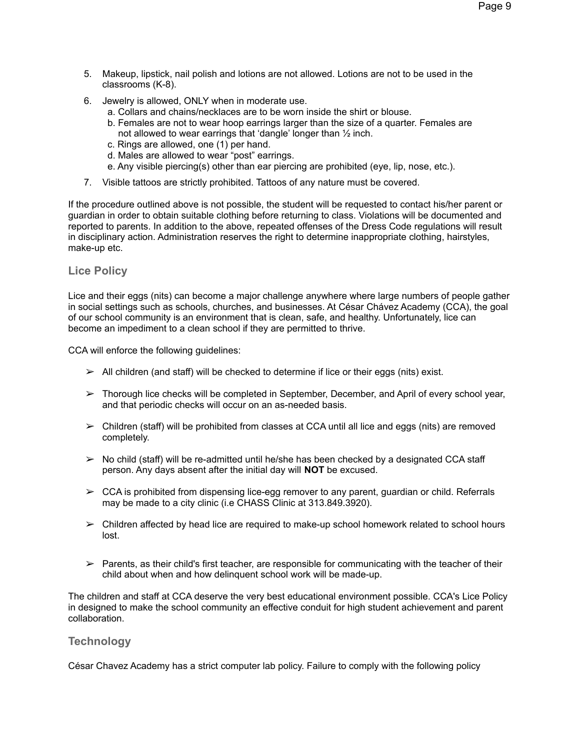5. Makeup, lipstick, nail polish and lotions are not allowed. Lotions are not to be used in the classrooms (K-8).
6. Jewelry is allowed, ONLY when in moderate use.
   a. Collars and chains/necklaces are to be worn inside the shirt or blouse.
   b. Females are not to wear hoop earrings larger than the size of a quarter. Females are not allowed to wear earrings that 'dangle' longer than ½ inch.
   c. Rings are allowed, one (1) per hand.
   d. Males are allowed to wear "post" earrings.
   e. Any visible piercing(s) other than ear piercing are prohibited (eye, lip, nose, etc.).
7. Visible tattoos are strictly prohibited. Tattoos of any nature must be covered.

If the procedure outlined above is not possible, the student will be requested to contact his/her parent or guardian in order to obtain suitable clothing before returning to class. Violations will be documented and reported to parents. In addition to the above, repeated offenses of the Dress Code regulations will result in disciplinary action. Administration reserves the right to determine inappropriate clothing, hairstyles, make-up etc.

## Lice Policy

Lice and their eggs (nits) can become a major challenge anywhere where large numbers of people gather in social settings such as schools, churches, and businesses. At César Chávez Academy (CCA), the goal of our school community is an environment that is clean, safe, and healthy. Unfortunately, lice can become an impediment to a clean school if they are permitted to thrive.

CCA will enforce the following guidelines:

- All children (and staff) will be checked to determine if lice or their eggs (nits) exist.
- Thorough lice checks will be completed in September, December, and April of every school year, and that periodic checks will occur on an as-needed basis.
- Children (staff) will be prohibited from classes at CCA until all lice and eggs (nits) are removed completely.
- No child (staff) will be re-admitted until he/she has been checked by a designated CCA staff person. Any days absent after the initial day will **NOT** be excused.
- CCA is prohibited from dispensing lice-egg remover to any parent, guardian or child. Referrals may be made to a city clinic (i.e CHASS Clinic at 313.849.3920).
- Children affected by head lice are required to make-up school homework related to school hours lost.
- Parents, as their child's first teacher, are responsible for communicating with the teacher of their child about when and how delinquent school work will be made-up.

The children and staff at CCA deserve the very best educational environment possible. CCA's Lice Policy in designed to make the school community an effective conduit for high student achievement and parent collaboration.

## Technology

César Chavez Academy has a strict computer lab policy. Failure to comply with the following policy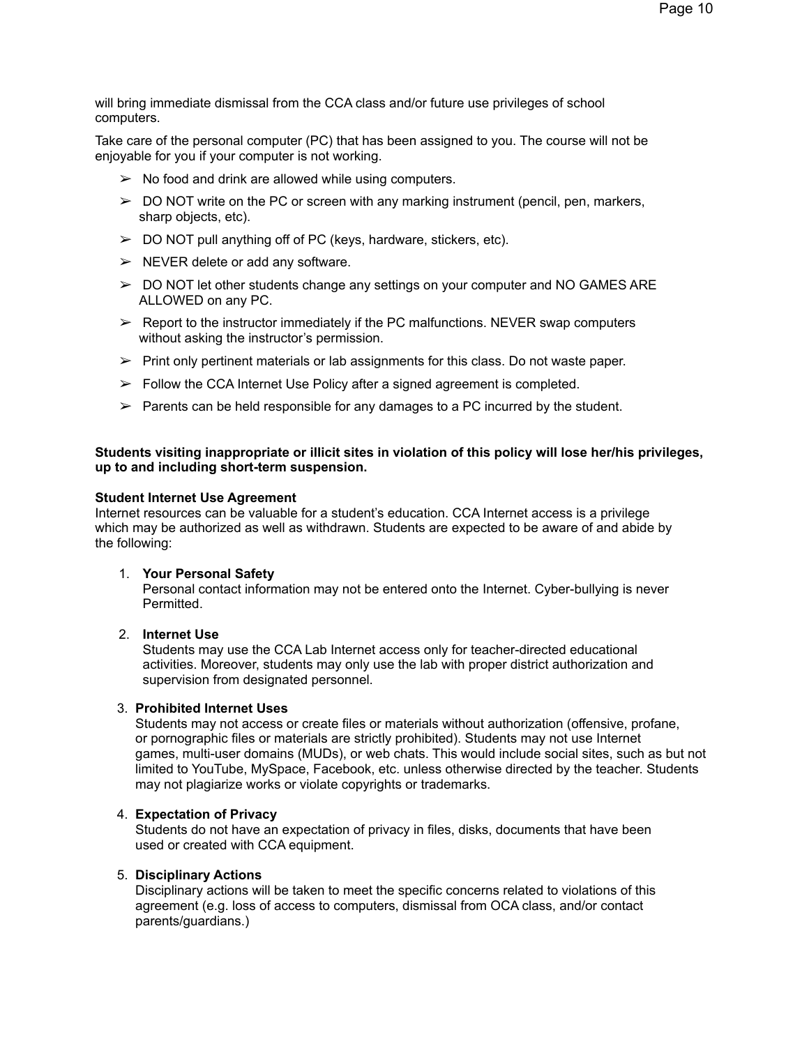will bring immediate dismissal from the CCA class and/or future use privileges of school computers.

Take care of the personal computer (PC) that has been assigned to you. The course will not be enjoyable for you if your computer is not working.

- ➢ No food and drink are allowed while using computers.
- ➢ DO NOT write on the PC or screen with any marking instrument (pencil, pen, markers, sharp objects, etc).
- ➢ DO NOT pull anything off of PC (keys, hardware, stickers, etc).
- ➢ NEVER delete or add any software.
- ➢ DO NOT let other students change any settings on your computer and NO GAMES ARE ALLOWED on any PC.
- ➢ Report to the instructor immediately if the PC malfunctions. NEVER swap computers without asking the instructor's permission.
- ➢ Print only pertinent materials or lab assignments for this class. Do not waste paper.
- ➢ Follow the CCA Internet Use Policy after a signed agreement is completed.
- ➢ Parents can be held responsible for any damages to a PC incurred by the student.

**Students visiting inappropriate or illicit sites in violation of this policy will lose her/his privileges, up to and including short-term suspension.**

**Student Internet Use Agreement**
Internet resources can be valuable for a student's education. CCA Internet access is a privilege which may be authorized as well as withdrawn. Students are expected to be aware of and abide by the following:

1. **Your Personal Safety**
   Personal contact information may not be entered onto the Internet. Cyber-bullying is never Permitted.

2. **Internet Use**
   Students may use the CCA Lab Internet access only for teacher-directed educational activities. Moreover, students may only use the lab with proper district authorization and supervision from designated personnel.

3. **Prohibited Internet Uses**
   Students may not access or create files or materials without authorization (offensive, profane, or pornographic files or materials are strictly prohibited). Students may not use Internet games, multi-user domains (MUDs), or web chats. This would include social sites, such as but not limited to YouTube, MySpace, Facebook, etc. unless otherwise directed by the teacher. Students may not plagiarize works or violate copyrights or trademarks.

4. **Expectation of Privacy**
   Students do not have an expectation of privacy in files, disks, documents that have been used or created with CCA equipment.

5. **Disciplinary Actions**
   Disciplinary actions will be taken to meet the specific concerns related to violations of this agreement (e.g. loss of access to computers, dismissal from OCA class, and/or contact parents/guardians.)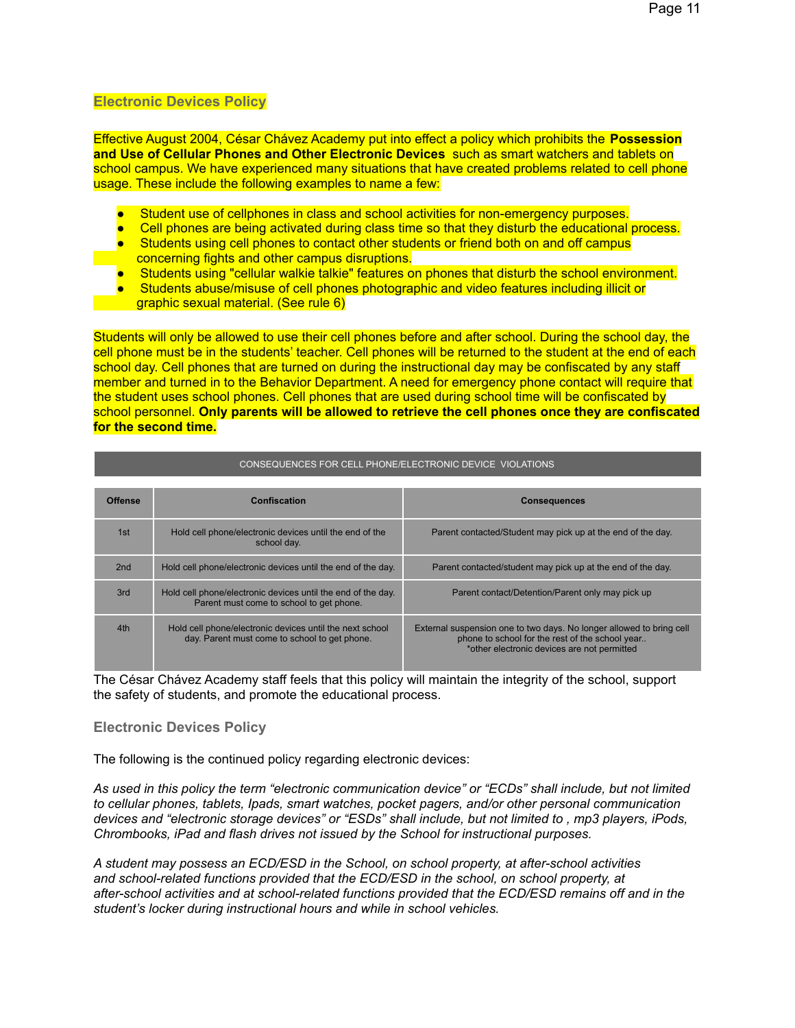## Electronic Devices Policy

Effective August 2004, César Chávez Academy put into effect a policy which prohibits the **Possession and Use of Cellular Phones and Other Electronic Devices** such as smart watchers and tablets on school campus. We have experienced many situations that have created problems related to cell phone usage. These include the following examples to name a few:

- Student use of cellphones in class and school activities for non-emergency purposes.
- Cell phones are being activated during class time so that they disturb the educational process.
- Students using cell phones to contact other students or friend both on and off campus concerning fights and other campus disruptions.
- Students using "cellular walkie talkie" features on phones that disturb the school environment.
- Students abuse/misuse of cell phones photographic and video features including illicit or graphic sexual material. (See rule 6)

Students will only be allowed to use their cell phones before and after school. During the school day, the cell phone must be in the students' teacher. Cell phones will be returned to the student at the end of each school day. Cell phones that are turned on during the instructional day may be confiscated by any staff member and turned in to the Behavior Department. A need for emergency phone contact will require that the student uses school phones. Cell phones that are used during school time will be confiscated by school personnel. **Only parents will be allowed to retrieve the cell phones once they are confiscated for the second time.**

| CONSEQUENCES FOR CELL PHONE/ELECTRONIC DEVICE VIOLATIONS | | |
|---|---|---|
| **Offense** | **Confiscation** | **Consequences** |
| 1st | Hold cell phone/electronic devices until the end of the school day. | Parent contacted/Student may pick up at the end of the day. |
| 2nd | Hold cell phone/electronic devices until the end of the day. | Parent contacted/student may pick up at the end of the day. |
| 3rd | Hold cell phone/electronic devices until the end of the day. Parent must come to school to get phone. | Parent contact/Detention/Parent only may pick up |
| 4th | Hold cell phone/electronic devices until the next school day. Parent must come to school to get phone. | External suspension one to two days. No longer allowed to bring cell phone to school for the rest of the school year.. *other electronic devices are not permitted |

The César Chávez Academy staff feels that this policy will maintain the integrity of the school, support the safety of students, and promote the educational process.

## Electronic Devices Policy

The following is the continued policy regarding electronic devices:

*As used in this policy the term "electronic communication device" or "ECDs" shall include, but not limited to cellular phones, tablets, Ipads, smart watches, pocket pagers, and/or other personal communication devices and "electronic storage devices" or "ESDs" shall include, but not limited to , mp3 players, iPods, Chrombooks, iPad and flash drives not issued by the School for instructional purposes.*

*A student may possess an ECD/ESD in the School, on school property, at after-school activities and school-related functions provided that the ECD/ESD in the school, on school property, at after-school activities and at school-related functions provided that the ECD/ESD remains off and in the student's locker during instructional hours and while in school vehicles.*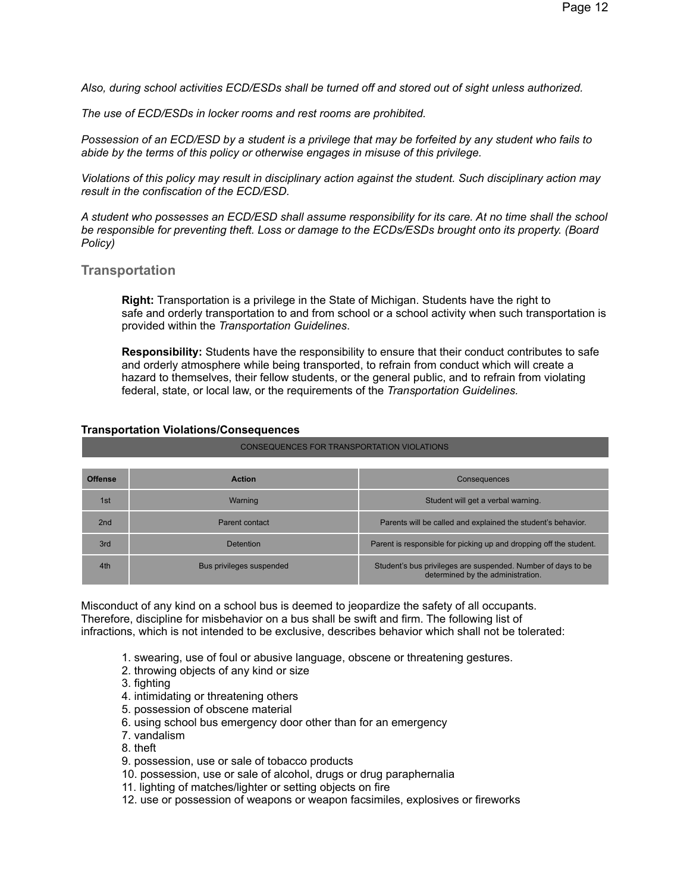*Also, during school activities ECD/ESDs shall be turned off and stored out of sight unless authorized.*

*The use of ECD/ESDs in locker rooms and rest rooms are prohibited.*

*Possession of an ECD/ESD by a student is a privilege that may be forfeited by any student who fails to abide by the terms of this policy or otherwise engages in misuse of this privilege.*

*Violations of this policy may result in disciplinary action against the student. Such disciplinary action may result in the confiscation of the ECD/ESD.*

*A student who possesses an ECD/ESD shall assume responsibility for its care. At no time shall the school be responsible for preventing theft. Loss or damage to the ECDs/ESDs brought onto its property. (Board Policy)*

## Transportation

> **Right:** Transportation is a privilege in the State of Michigan. Students have the right to safe and orderly transportation to and from school or a school activity when such transportation is provided within the *Transportation Guidelines*.
>
> **Responsibility:** Students have the responsibility to ensure that their conduct contributes to safe and orderly atmosphere while being transported, to refrain from conduct which will create a hazard to themselves, their fellow students, or the general public, and to refrain from violating federal, state, or local law, or the requirements of the *Transportation Guidelines.*

**Transportation Violations/Consequences**

| CONSEQUENCES FOR TRANSPORTATION VIOLATIONS | | |
|---|---|---|
| **Offense** | **Action** | Consequences |
| 1st | Warning | Student will get a verbal warning. |
| 2nd | Parent contact | Parents will be called and explained the student's behavior. |
| 3rd | Detention | Parent is responsible for picking up and dropping off the student. |
| 4th | Bus privileges suspended | Student's bus privileges are suspended. Number of days to be determined by the administration. |

Misconduct of any kind on a school bus is deemed to jeopardize the safety of all occupants. Therefore, discipline for misbehavior on a bus shall be swift and firm. The following list of infractions, which is not intended to be exclusive, describes behavior which shall not be tolerated:

1. swearing, use of foul or abusive language, obscene or threatening gestures.
2. throwing objects of any kind or size
3. fighting
4. intimidating or threatening others
5. possession of obscene material
6. using school bus emergency door other than for an emergency
7. vandalism
8. theft
9. possession, use or sale of tobacco products
10. possession, use or sale of alcohol, drugs or drug paraphernalia
11. lighting of matches/lighter or setting objects on fire
12. use or possession of weapons or weapon facsimiles, explosives or fireworks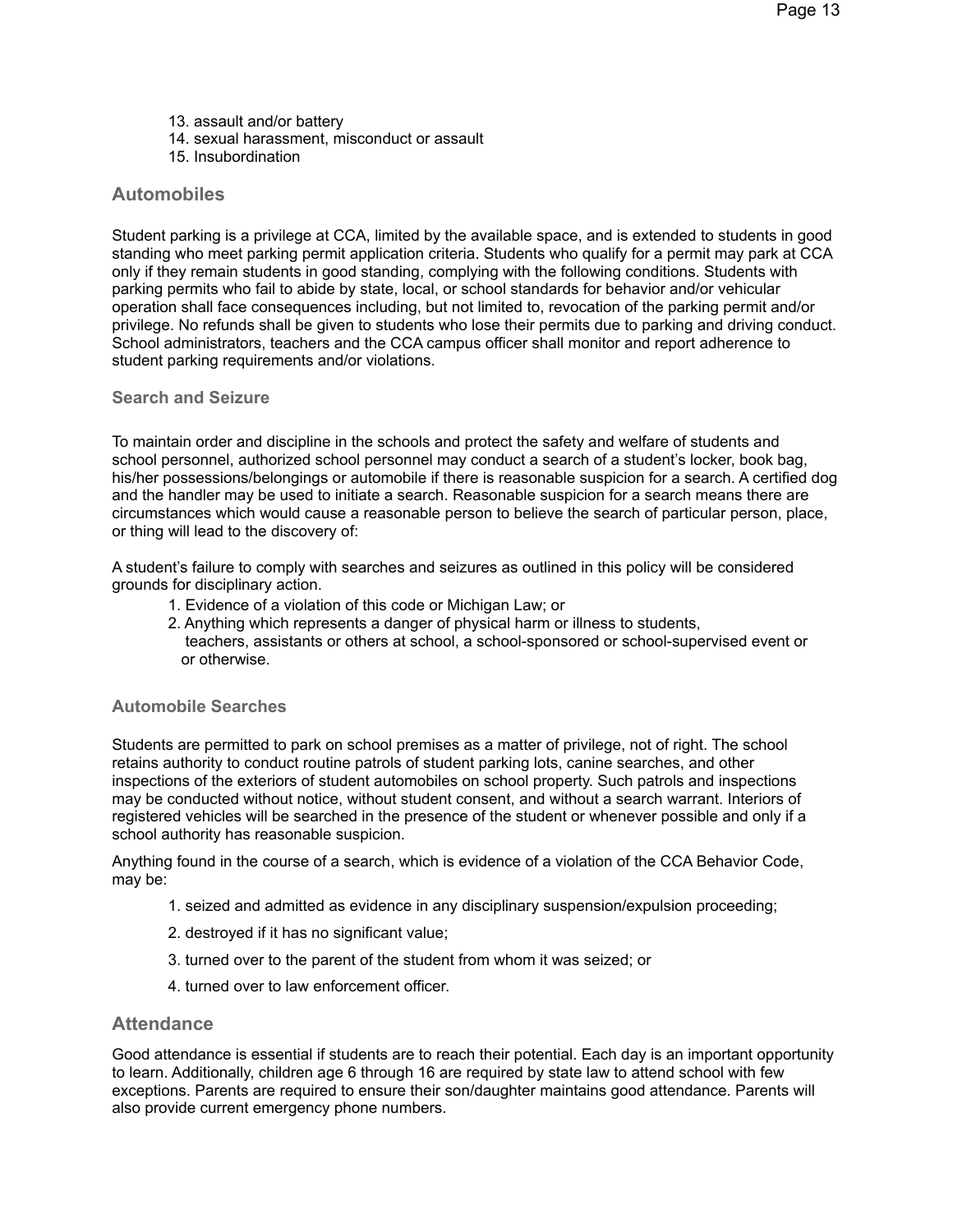13. assault and/or battery
14. sexual harassment, misconduct or assault
15. Insubordination

## Automobiles

Student parking is a privilege at CCA, limited by the available space, and is extended to students in good standing who meet parking permit application criteria. Students who qualify for a permit may park at CCA only if they remain students in good standing, complying with the following conditions. Students with parking permits who fail to abide by state, local, or school standards for behavior and/or vehicular operation shall face consequences including, but not limited to, revocation of the parking permit and/or privilege. No refunds shall be given to students who lose their permits due to parking and driving conduct. School administrators, teachers and the CCA campus officer shall monitor and report adherence to student parking requirements and/or violations.

### Search and Seizure

To maintain order and discipline in the schools and protect the safety and welfare of students and school personnel, authorized school personnel may conduct a search of a student's locker, book bag, his/her possessions/belongings or automobile if there is reasonable suspicion for a search. A certified dog and the handler may be used to initiate a search. Reasonable suspicion for a search means there are circumstances which would cause a reasonable person to believe the search of particular person, place, or thing will lead to the discovery of:

A student's failure to comply with searches and seizures as outlined in this policy will be considered grounds for disciplinary action.

1. Evidence of a violation of this code or Michigan Law; or
2. Anything which represents a danger of physical harm or illness to students, teachers, assistants or others at school, a school-sponsored or school-supervised event or or otherwise.

### Automobile Searches

Students are permitted to park on school premises as a matter of privilege, not of right. The school retains authority to conduct routine patrols of student parking lots, canine searches, and other inspections of the exteriors of student automobiles on school property. Such patrols and inspections may be conducted without notice, without student consent, and without a search warrant. Interiors of registered vehicles will be searched in the presence of the student or whenever possible and only if a school authority has reasonable suspicion.

Anything found in the course of a search, which is evidence of a violation of the CCA Behavior Code, may be:

1. seized and admitted as evidence in any disciplinary suspension/expulsion proceeding;
2. destroyed if it has no significant value;
3. turned over to the parent of the student from whom it was seized; or
4. turned over to law enforcement officer.

## Attendance

Good attendance is essential if students are to reach their potential. Each day is an important opportunity to learn. Additionally, children age 6 through 16 are required by state law to attend school with few exceptions. Parents are required to ensure their son/daughter maintains good attendance. Parents will also provide current emergency phone numbers.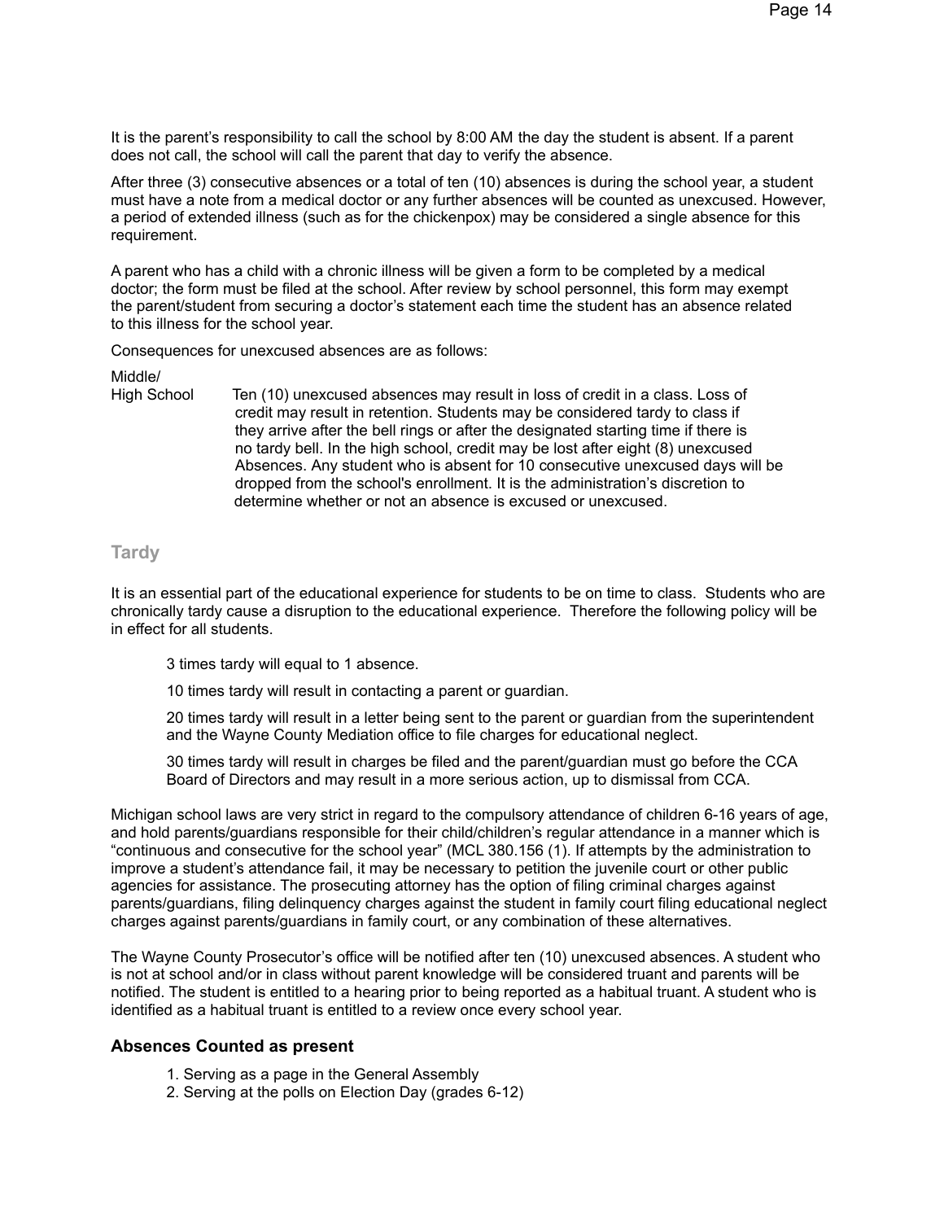It is the parent's responsibility to call the school by 8:00 AM the day the student is absent. If a parent does not call, the school will call the parent that day to verify the absence.

After three (3) consecutive absences or a total of ten (10) absences is during the school year, a student must have a note from a medical doctor or any further absences will be counted as unexcused. However, a period of extended illness (such as for the chickenpox) may be considered a single absence for this requirement.

A parent who has a child with a chronic illness will be given a form to be completed by a medical doctor; the form must be filed at the school. After review by school personnel, this form may exempt the parent/student from securing a doctor's statement each time the student has an absence related to this illness for the school year.

Consequences for unexcused absences are as follows:

**Middle/ High School** — Ten (10) unexcused absences may result in loss of credit in a class. Loss of credit may result in retention. Students may be considered tardy to class if they arrive after the bell rings or after the designated starting time if there is no tardy bell. In the high school, credit may be lost after eight (8) unexcused Absences. Any student who is absent for 10 consecutive unexcused days will be dropped from the school's enrollment. It is the administration's discretion to determine whether or not an absence is excused or unexcused.

## Tardy

It is an essential part of the educational experience for students to be on time to class. Students who are chronically tardy cause a disruption to the educational experience. Therefore the following policy will be in effect for all students.

> 3 times tardy will equal to 1 absence.
>
> 10 times tardy will result in contacting a parent or guardian.
>
> 20 times tardy will result in a letter being sent to the parent or guardian from the superintendent and the Wayne County Mediation office to file charges for educational neglect.
>
> 30 times tardy will result in charges be filed and the parent/guardian must go before the CCA Board of Directors and may result in a more serious action, up to dismissal from CCA.

Michigan school laws are very strict in regard to the compulsory attendance of children 6-16 years of age, and hold parents/guardians responsible for their child/children's regular attendance in a manner which is "continuous and consecutive for the school year" (MCL 380.156 (1). If attempts by the administration to improve a student's attendance fail, it may be necessary to petition the juvenile court or other public agencies for assistance. The prosecuting attorney has the option of filing criminal charges against parents/guardians, filing delinquency charges against the student in family court filing educational neglect charges against parents/guardians in family court, or any combination of these alternatives.

The Wayne County Prosecutor's office will be notified after ten (10) unexcused absences. A student who is not at school and/or in class without parent knowledge will be considered truant and parents will be notified. The student is entitled to a hearing prior to being reported as a habitual truant. A student who is identified as a habitual truant is entitled to a review once every school year.

### Absences Counted as present

1. Serving as a page in the General Assembly
2. Serving at the polls on Election Day (grades 6-12)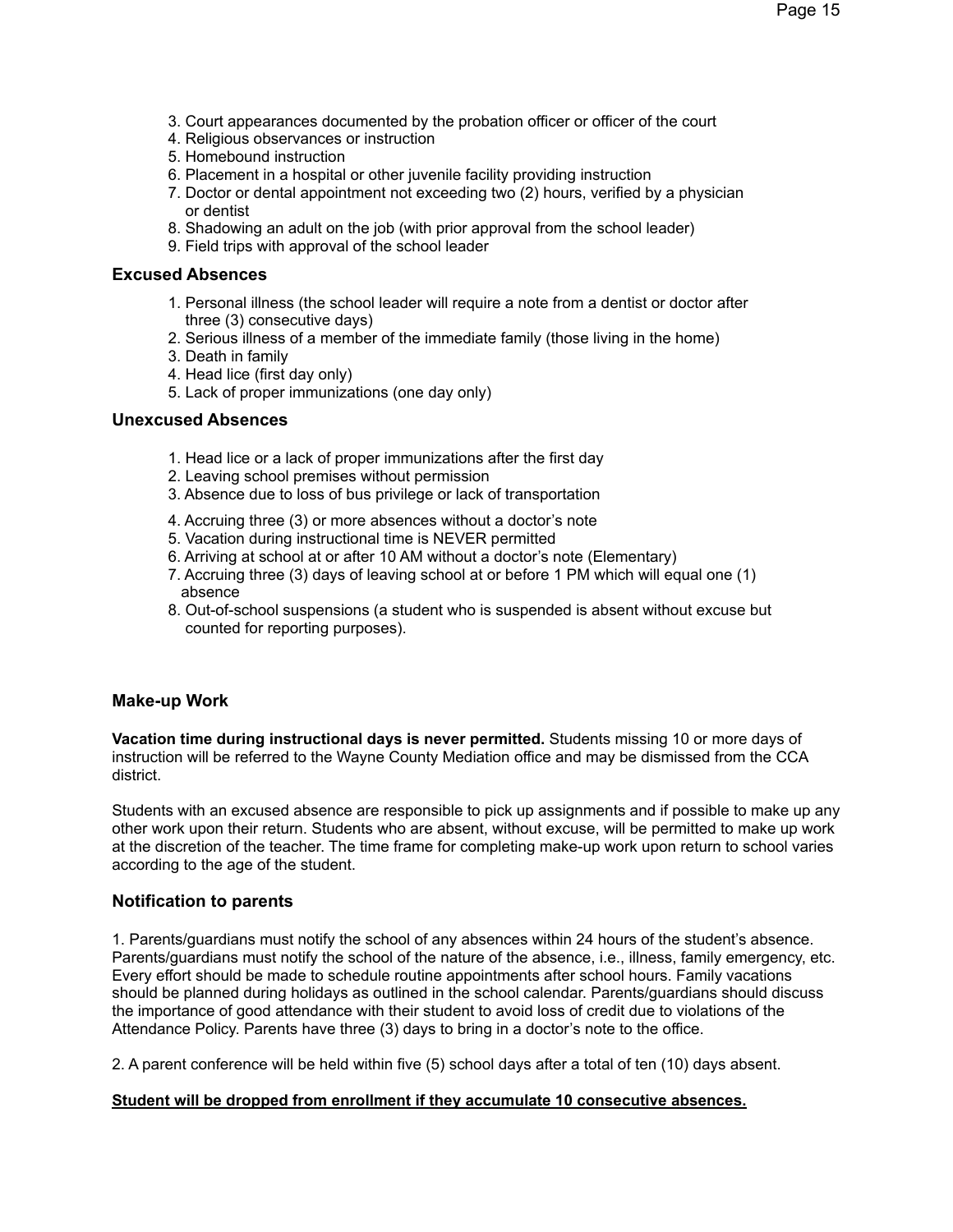3. Court appearances documented by the probation officer or officer of the court
4. Religious observances or instruction
5. Homebound instruction
6. Placement in a hospital or other juvenile facility providing instruction
7. Doctor or dental appointment not exceeding two (2) hours, verified by a physician or dentist
8. Shadowing an adult on the job (with prior approval from the school leader)
9. Field trips with approval of the school leader

### Excused Absences

1. Personal illness (the school leader will require a note from a dentist or doctor after three (3) consecutive days)
2. Serious illness of a member of the immediate family (those living in the home)
3. Death in family
4. Head lice (first day only)
5. Lack of proper immunizations (one day only)

### Unexcused Absences

1. Head lice or a lack of proper immunizations after the first day
2. Leaving school premises without permission
3. Absence due to loss of bus privilege or lack of transportation
4. Accruing three (3) or more absences without a doctor's note
5. Vacation during instructional time is NEVER permitted
6. Arriving at school at or after 10 AM without a doctor's note (Elementary)
7. Accruing three (3) days of leaving school at or before 1 PM which will equal one (1) absence
8. Out-of-school suspensions (a student who is suspended is absent without excuse but counted for reporting purposes).

### Make-up Work

**Vacation time during instructional days is never permitted.** Students missing 10 or more days of instruction will be referred to the Wayne County Mediation office and may be dismissed from the CCA district.

Students with an excused absence are responsible to pick up assignments and if possible to make up any other work upon their return. Students who are absent, without excuse, will be permitted to make up work at the discretion of the teacher. The time frame for completing make-up work upon return to school varies according to the age of the student.

### Notification to parents

1. Parents/guardians must notify the school of any absences within 24 hours of the student's absence. Parents/guardians must notify the school of the nature of the absence, i.e., illness, family emergency, etc. Every effort should be made to schedule routine appointments after school hours. Family vacations should be planned during holidays as outlined in the school calendar. Parents/guardians should discuss the importance of good attendance with their student to avoid loss of credit due to violations of the Attendance Policy. Parents have three (3) days to bring in a doctor's note to the office.

2. A parent conference will be held within five (5) school days after a total of ten (10) days absent.

<u>**Student will be dropped from enrollment if they accumulate 10 consecutive absences.**</u>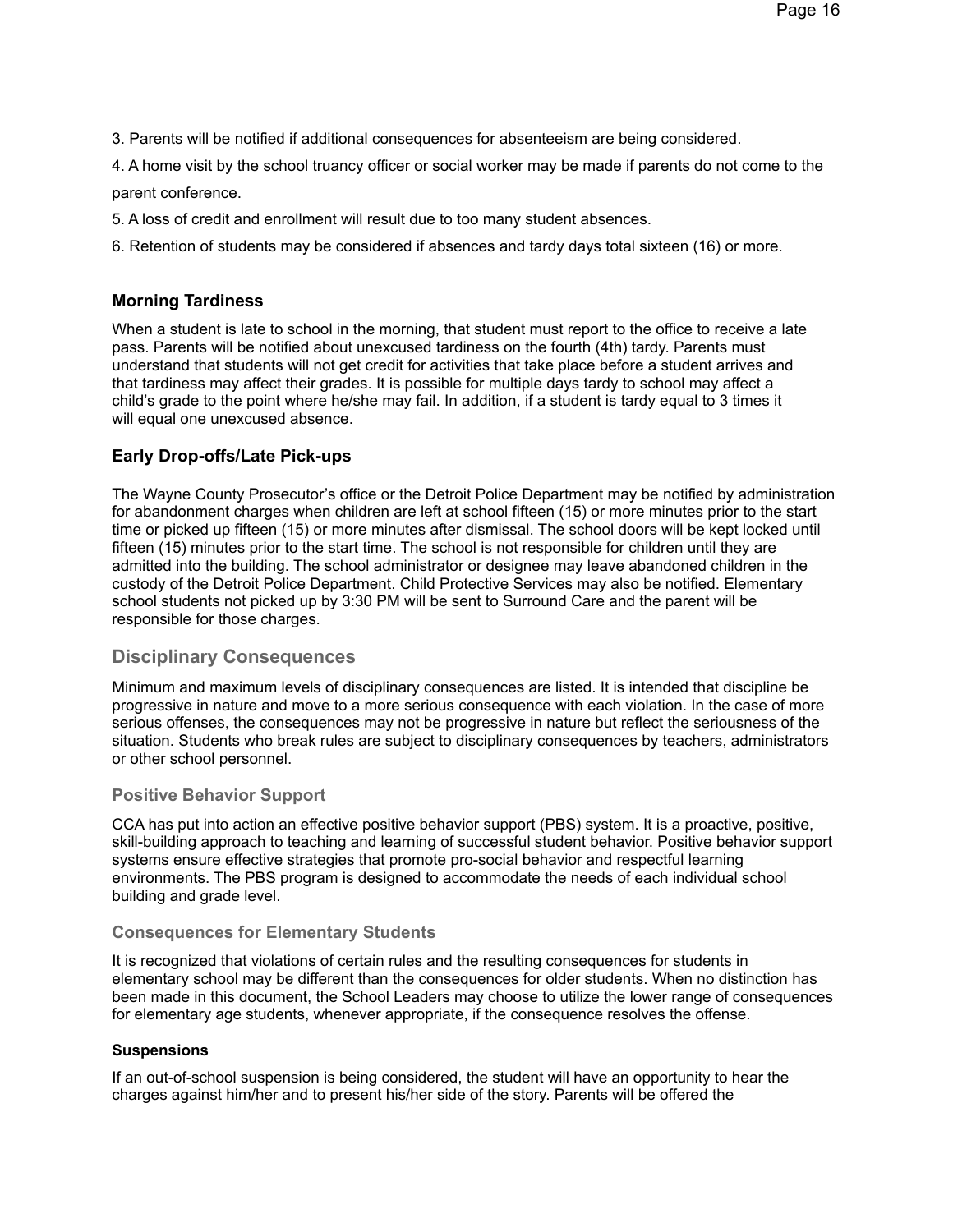3. Parents will be notified if additional consequences for absenteeism are being considered.

4. A home visit by the school truancy officer or social worker may be made if parents do not come to the parent conference.

5. A loss of credit and enrollment will result due to too many student absences.

6. Retention of students may be considered if absences and tardy days total sixteen (16) or more.

### Morning Tardiness

When a student is late to school in the morning, that student must report to the office to receive a late pass. Parents will be notified about unexcused tardiness on the fourth (4th) tardy. Parents must understand that students will not get credit for activities that take place before a student arrives and that tardiness may affect their grades. It is possible for multiple days tardy to school may affect a child's grade to the point where he/she may fail. In addition, if a student is tardy equal to 3 times it will equal one unexcused absence.

### Early Drop-offs/Late Pick-ups

The Wayne County Prosecutor's office or the Detroit Police Department may be notified by administration for abandonment charges when children are left at school fifteen (15) or more minutes prior to the start time or picked up fifteen (15) or more minutes after dismissal. The school doors will be kept locked until fifteen (15) minutes prior to the start time. The school is not responsible for children until they are admitted into the building. The school administrator or designee may leave abandoned children in the custody of the Detroit Police Department. Child Protective Services may also be notified. Elementary school students not picked up by 3:30 PM will be sent to Surround Care and the parent will be responsible for those charges.

## Disciplinary Consequences

Minimum and maximum levels of disciplinary consequences are listed. It is intended that discipline be progressive in nature and move to a more serious consequence with each violation. In the case of more serious offenses, the consequences may not be progressive in nature but reflect the seriousness of the situation. Students who break rules are subject to disciplinary consequences by teachers, administrators or other school personnel.

### Positive Behavior Support

CCA has put into action an effective positive behavior support (PBS) system. It is a proactive, positive, skill-building approach to teaching and learning of successful student behavior. Positive behavior support systems ensure effective strategies that promote pro-social behavior and respectful learning environments. The PBS program is designed to accommodate the needs of each individual school building and grade level.

### Consequences for Elementary Students

It is recognized that violations of certain rules and the resulting consequences for students in elementary school may be different than the consequences for older students. When no distinction has been made in this document, the School Leaders may choose to utilize the lower range of consequences for elementary age students, whenever appropriate, if the consequence resolves the offense.

#### Suspensions

If an out-of-school suspension is being considered, the student will have an opportunity to hear the charges against him/her and to present his/her side of the story. Parents will be offered the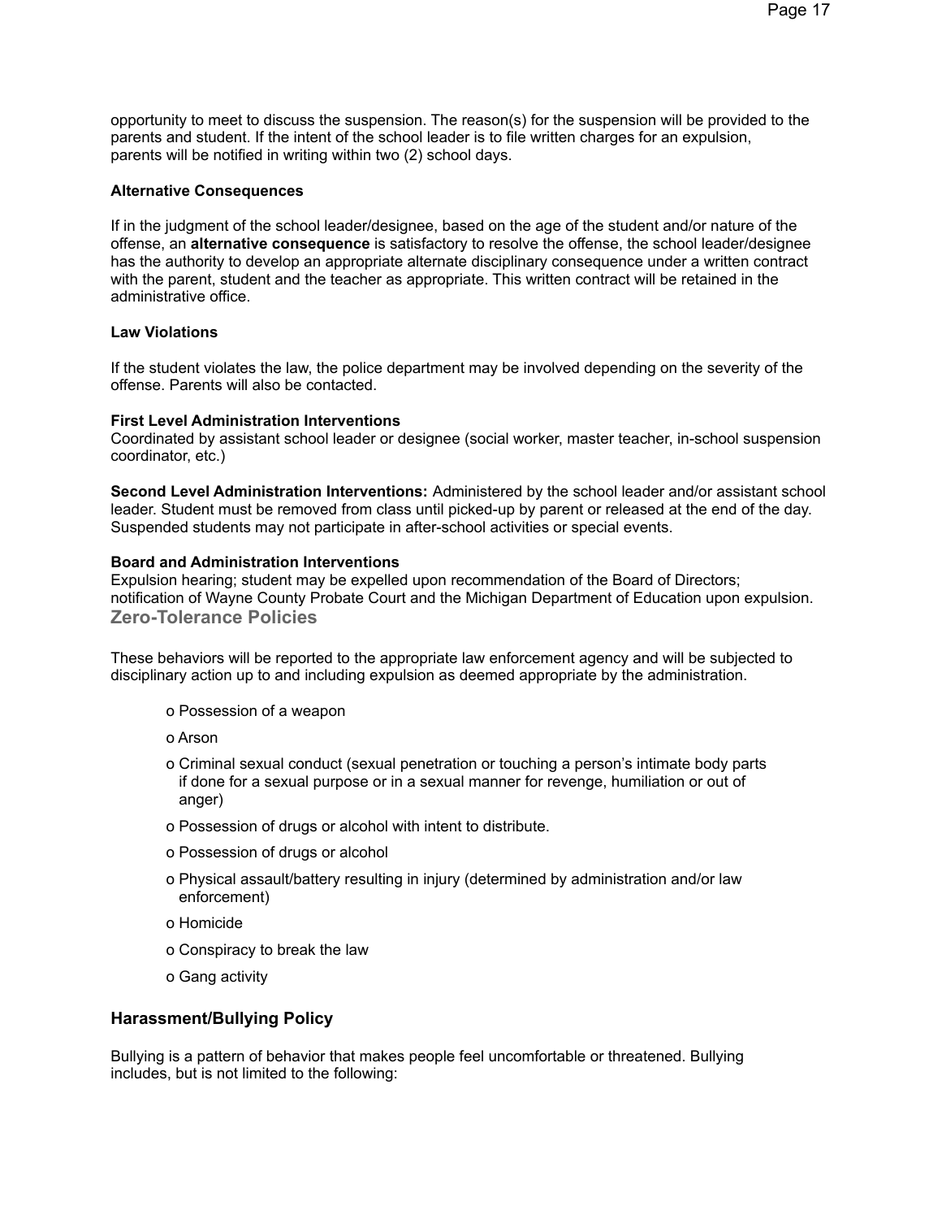opportunity to meet to discuss the suspension. The reason(s) for the suspension will be provided to the parents and student. If the intent of the school leader is to file written charges for an expulsion, parents will be notified in writing within two (2) school days.

**Alternative Consequences**

If in the judgment of the school leader/designee, based on the age of the student and/or nature of the offense, an **alternative consequence** is satisfactory to resolve the offense, the school leader/designee has the authority to develop an appropriate alternate disciplinary consequence under a written contract with the parent, student and the teacher as appropriate. This written contract will be retained in the administrative office.

**Law Violations**

If the student violates the law, the police department may be involved depending on the severity of the offense. Parents will also be contacted.

**First Level Administration Interventions**
Coordinated by assistant school leader or designee (social worker, master teacher, in-school suspension coordinator, etc.)

**Second Level Administration Interventions:** Administered by the school leader and/or assistant school leader. Student must be removed from class until picked-up by parent or released at the end of the day. Suspended students may not participate in after-school activities or special events.

**Board and Administration Interventions**
Expulsion hearing; student may be expelled upon recommendation of the Board of Directors; notification of Wayne County Probate Court and the Michigan Department of Education upon expulsion.

### Zero-Tolerance Policies

These behaviors will be reported to the appropriate law enforcement agency and will be subjected to disciplinary action up to and including expulsion as deemed appropriate by the administration.

- Possession of a weapon
- Arson
- Criminal sexual conduct (sexual penetration or touching a person's intimate body parts if done for a sexual purpose or in a sexual manner for revenge, humiliation or out of anger)
- Possession of drugs or alcohol with intent to distribute.
- Possession of drugs or alcohol
- Physical assault/battery resulting in injury (determined by administration and/or law enforcement)
- Homicide
- Conspiracy to break the law
- Gang activity

## Harassment/Bullying Policy

Bullying is a pattern of behavior that makes people feel uncomfortable or threatened. Bullying includes, but is not limited to the following: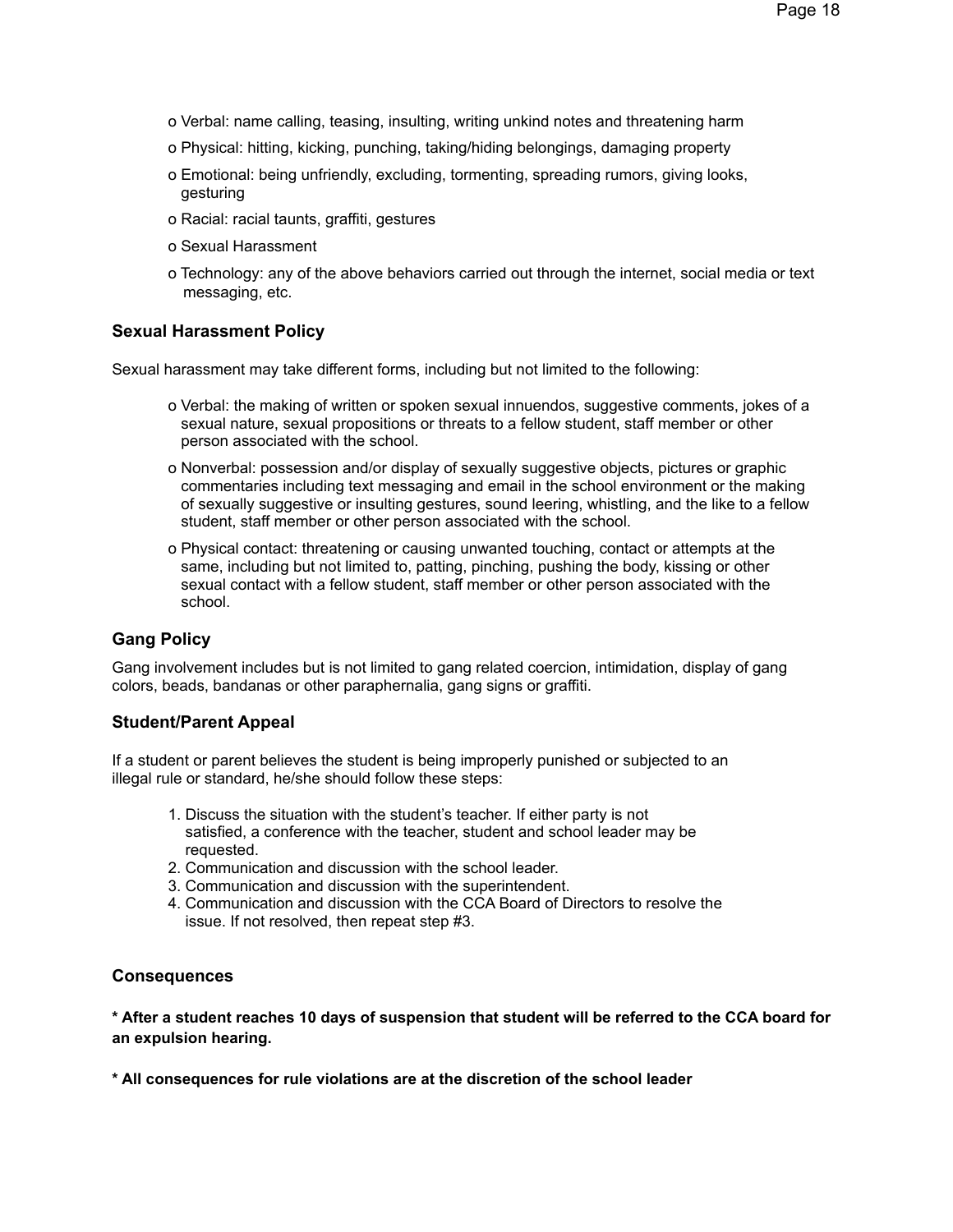- o Verbal: name calling, teasing, insulting, writing unkind notes and threatening harm
- o Physical: hitting, kicking, punching, taking/hiding belongings, damaging property
- o Emotional: being unfriendly, excluding, tormenting, spreading rumors, giving looks, gesturing
- o Racial: racial taunts, graffiti, gestures
- o Sexual Harassment
- o Technology: any of the above behaviors carried out through the internet, social media or text messaging, etc.

### Sexual Harassment Policy

Sexual harassment may take different forms, including but not limited to the following:

- o Verbal: the making of written or spoken sexual innuendos, suggestive comments, jokes of a sexual nature, sexual propositions or threats to a fellow student, staff member or other person associated with the school.
- o Nonverbal: possession and/or display of sexually suggestive objects, pictures or graphic commentaries including text messaging and email in the school environment or the making of sexually suggestive or insulting gestures, sound leering, whistling, and the like to a fellow student, staff member or other person associated with the school.
- o Physical contact: threatening or causing unwanted touching, contact or attempts at the same, including but not limited to, patting, pinching, pushing the body, kissing or other sexual contact with a fellow student, staff member or other person associated with the school.

### Gang Policy

Gang involvement includes but is not limited to gang related coercion, intimidation, display of gang colors, beads, bandanas or other paraphernalia, gang signs or graffiti.

### Student/Parent Appeal

If a student or parent believes the student is being improperly punished or subjected to an illegal rule or standard, he/she should follow these steps:

1. Discuss the situation with the student's teacher. If either party is not satisfied, a conference with the teacher, student and school leader may be requested.
2. Communication and discussion with the school leader.
3. Communication and discussion with the superintendent.
4. Communication and discussion with the CCA Board of Directors to resolve the issue. If not resolved, then repeat step #3.

### Consequences

**\* After a student reaches 10 days of suspension that student will be referred to the CCA board for an expulsion hearing.**

**\* All consequences for rule violations are at the discretion of the school leader**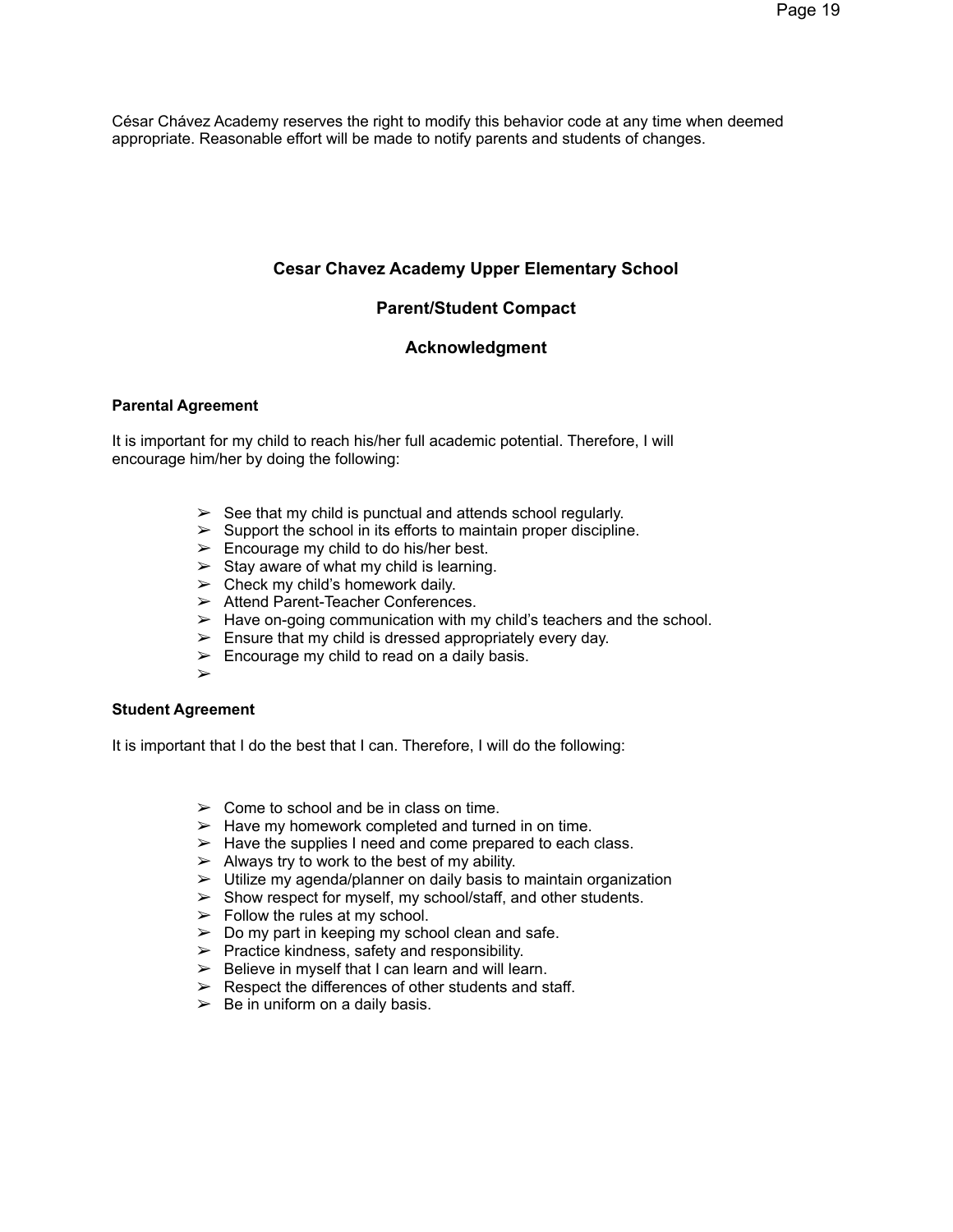César Chávez Academy reserves the right to modify this behavior code at any time when deemed appropriate. Reasonable effort will be made to notify parents and students of changes.

**Cesar Chavez Academy Upper Elementary School**

**Parent/Student Compact**

**Acknowledgment**

**Parental Agreement**

It is important for my child to reach his/her full academic potential. Therefore, I will encourage him/her by doing the following:

- See that my child is punctual and attends school regularly.
- Support the school in its efforts to maintain proper discipline.
- Encourage my child to do his/her best.
- Stay aware of what my child is learning.
- Check my child's homework daily.
- Attend Parent-Teacher Conferences.
- Have on-going communication with my child's teachers and the school.
- Ensure that my child is dressed appropriately every day.
- Encourage my child to read on a daily basis.
-

**Student Agreement**

It is important that I do the best that I can. Therefore, I will do the following:

- Come to school and be in class on time.
- Have my homework completed and turned in on time.
- Have the supplies I need and come prepared to each class.
- Always try to work to the best of my ability.
- Utilize my agenda/planner on daily basis to maintain organization
- Show respect for myself, my school/staff, and other students.
- Follow the rules at my school.
- Do my part in keeping my school clean and safe.
- Practice kindness, safety and responsibility.
- Believe in myself that I can learn and will learn.
- Respect the differences of other students and staff.
- Be in uniform on a daily basis.